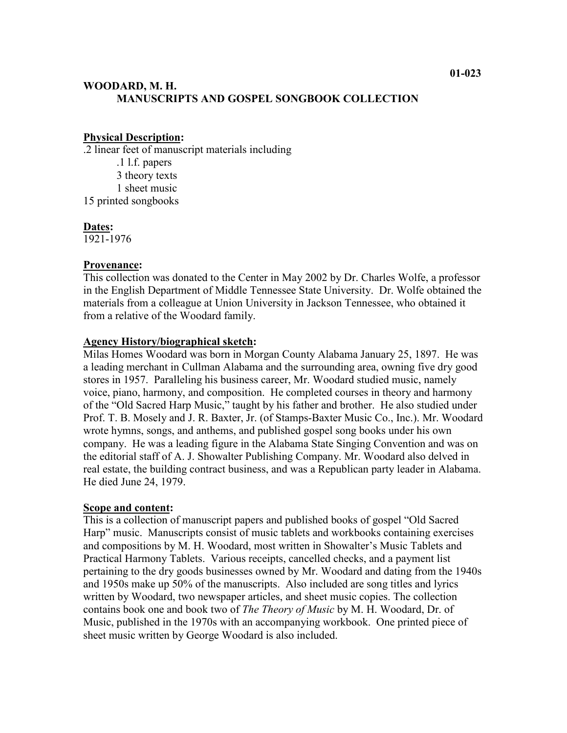01-023

# WOODARD, M. H.
## MANUSCRIPTS AND GOSPEL SONGBOOK COLLECTION

**Physical Description:**

.2 linear feet of manuscript materials including
- .1 l.f. papers
- 3 theory texts
- 1 sheet music

15 printed songbooks

**Dates:**

1921-1976

**Provenance:**

This collection was donated to the Center in May 2002 by Dr. Charles Wolfe, a professor in the English Department of Middle Tennessee State University. Dr. Wolfe obtained the materials from a colleague at Union University in Jackson Tennessee, who obtained it from a relative of the Woodard family.

**Agency History/biographical sketch:**

Milas Homes Woodard was born in Morgan County Alabama January 25, 1897. He was a leading merchant in Cullman Alabama and the surrounding area, owning five dry good stores in 1957. Paralleling his business career, Mr. Woodard studied music, namely voice, piano, harmony, and composition. He completed courses in theory and harmony of the "Old Sacred Harp Music," taught by his father and brother. He also studied under Prof. T. B. Mosely and J. R. Baxter, Jr. (of Stamps-Baxter Music Co., Inc.). Mr. Woodard wrote hymns, songs, and anthems, and published gospel song books under his own company. He was a leading figure in the Alabama State Singing Convention and was on the editorial staff of A. J. Showalter Publishing Company. Mr. Woodard also delved in real estate, the building contract business, and was a Republican party leader in Alabama. He died June 24, 1979.

**Scope and content:**

This is a collection of manuscript papers and published books of gospel "Old Sacred Harp" music. Manuscripts consist of music tablets and workbooks containing exercises and compositions by M. H. Woodard, most written in Showalter's Music Tablets and Practical Harmony Tablets. Various receipts, cancelled checks, and a payment list pertaining to the dry goods businesses owned by Mr. Woodard and dating from the 1940s and 1950s make up 50% of the manuscripts. Also included are song titles and lyrics written by Woodard, two newspaper articles, and sheet music copies. The collection contains book one and book two of *The Theory of Music* by M. H. Woodard, Dr. of Music, published in the 1970s with an accompanying workbook. One printed piece of sheet music written by George Woodard is also included.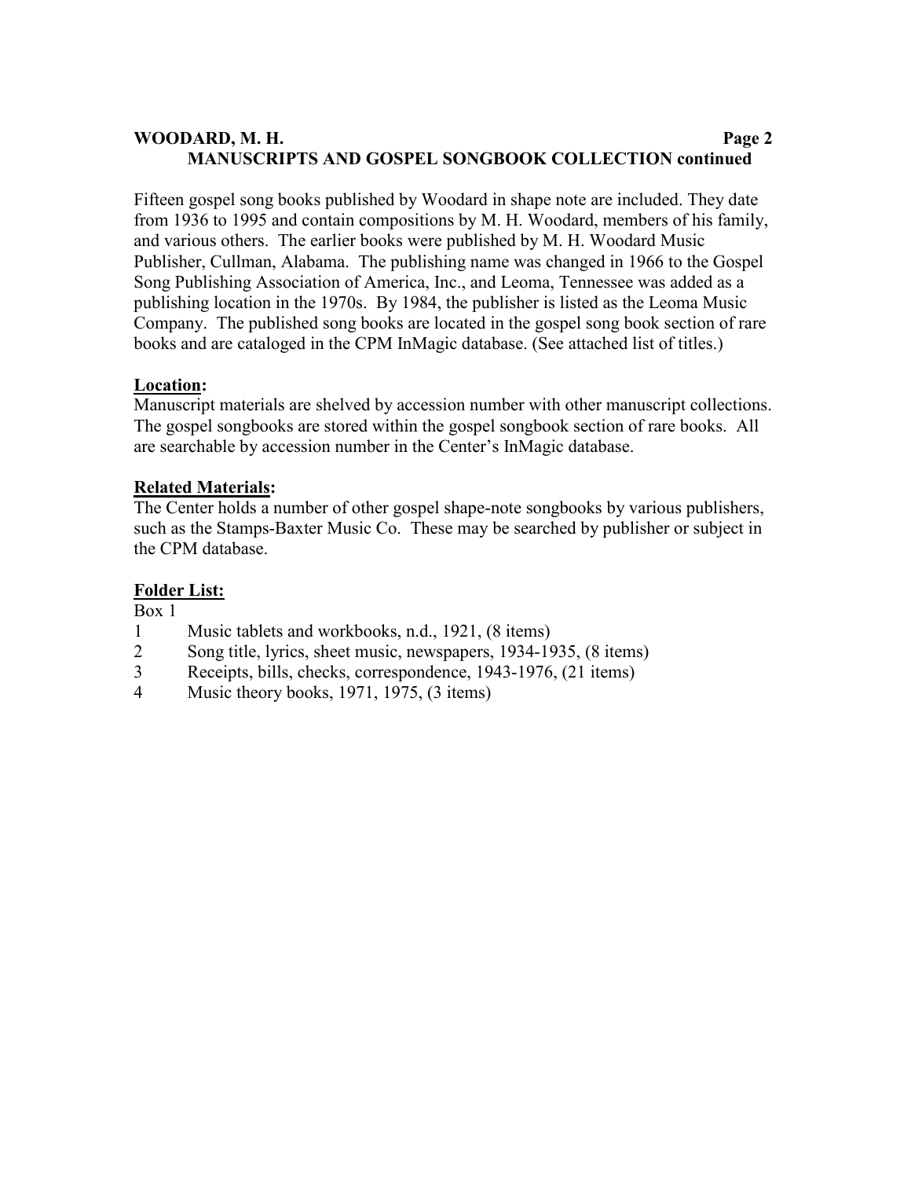Fifteen gospel song books published by Woodard in shape note are included. They date from 1936 to 1995 and contain compositions by M. H. Woodard, members of his family, and various others. The earlier books were published by M. H. Woodard Music Publisher, Cullman, Alabama. The publishing name was changed in 1966 to the Gospel Song Publishing Association of America, Inc., and Leoma, Tennessee was added as a publishing location in the 1970s. By 1984, the publisher is listed as the Leoma Music Company. The published song books are located in the gospel song book section of rare books and are cataloged in the CPM InMagic database. (See attached list of titles.)

**Location:**

Manuscript materials are shelved by accession number with other manuscript collections. The gospel songbooks are stored within the gospel songbook section of rare books. All are searchable by accession number in the Center's InMagic database.

**Related Materials:**

The Center holds a number of other gospel shape-note songbooks by various publishers, such as the Stamps-Baxter Music Co. These may be searched by publisher or subject in the CPM database.

**Folder List:**

Box 1

1 Music tablets and workbooks, n.d., 1921, (8 items)

2 Song title, lyrics, sheet music, newspapers, 1934-1935, (8 items)

3 Receipts, bills, checks, correspondence, 1943-1976, (21 items)

4 Music theory books, 1971, 1975, (3 items)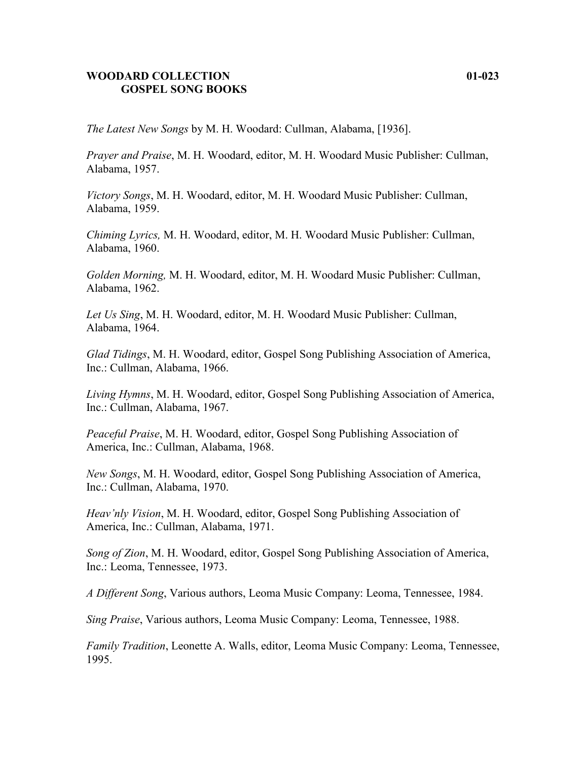**WOODARD COLLECTION 01-023**
**GOSPEL SONG BOOKS**

*The Latest New Songs* by M. H. Woodard: Cullman, Alabama, [1936].

*Prayer and Praise*, M. H. Woodard, editor, M. H. Woodard Music Publisher: Cullman, Alabama, 1957.

*Victory Songs*, M. H. Woodard, editor, M. H. Woodard Music Publisher: Cullman, Alabama, 1959.

*Chiming Lyrics,* M. H. Woodard, editor, M. H. Woodard Music Publisher: Cullman, Alabama, 1960.

*Golden Morning,* M. H. Woodard, editor, M. H. Woodard Music Publisher: Cullman, Alabama, 1962.

*Let Us Sing*, M. H. Woodard, editor, M. H. Woodard Music Publisher: Cullman, Alabama, 1964.

*Glad Tidings*, M. H. Woodard, editor, Gospel Song Publishing Association of America, Inc.: Cullman, Alabama, 1966.

*Living Hymns*, M. H. Woodard, editor, Gospel Song Publishing Association of America, Inc.: Cullman, Alabama, 1967.

*Peaceful Praise*, M. H. Woodard, editor, Gospel Song Publishing Association of America, Inc.: Cullman, Alabama, 1968.

*New Songs*, M. H. Woodard, editor, Gospel Song Publishing Association of America, Inc.: Cullman, Alabama, 1970.

*Heav'nly Vision*, M. H. Woodard, editor, Gospel Song Publishing Association of America, Inc.: Cullman, Alabama, 1971.

*Song of Zion*, M. H. Woodard, editor, Gospel Song Publishing Association of America, Inc.: Leoma, Tennessee, 1973.

*A Different Song*, Various authors, Leoma Music Company: Leoma, Tennessee, 1984.

*Sing Praise*, Various authors, Leoma Music Company: Leoma, Tennessee, 1988.

*Family Tradition*, Leonette A. Walls, editor, Leoma Music Company: Leoma, Tennessee, 1995.